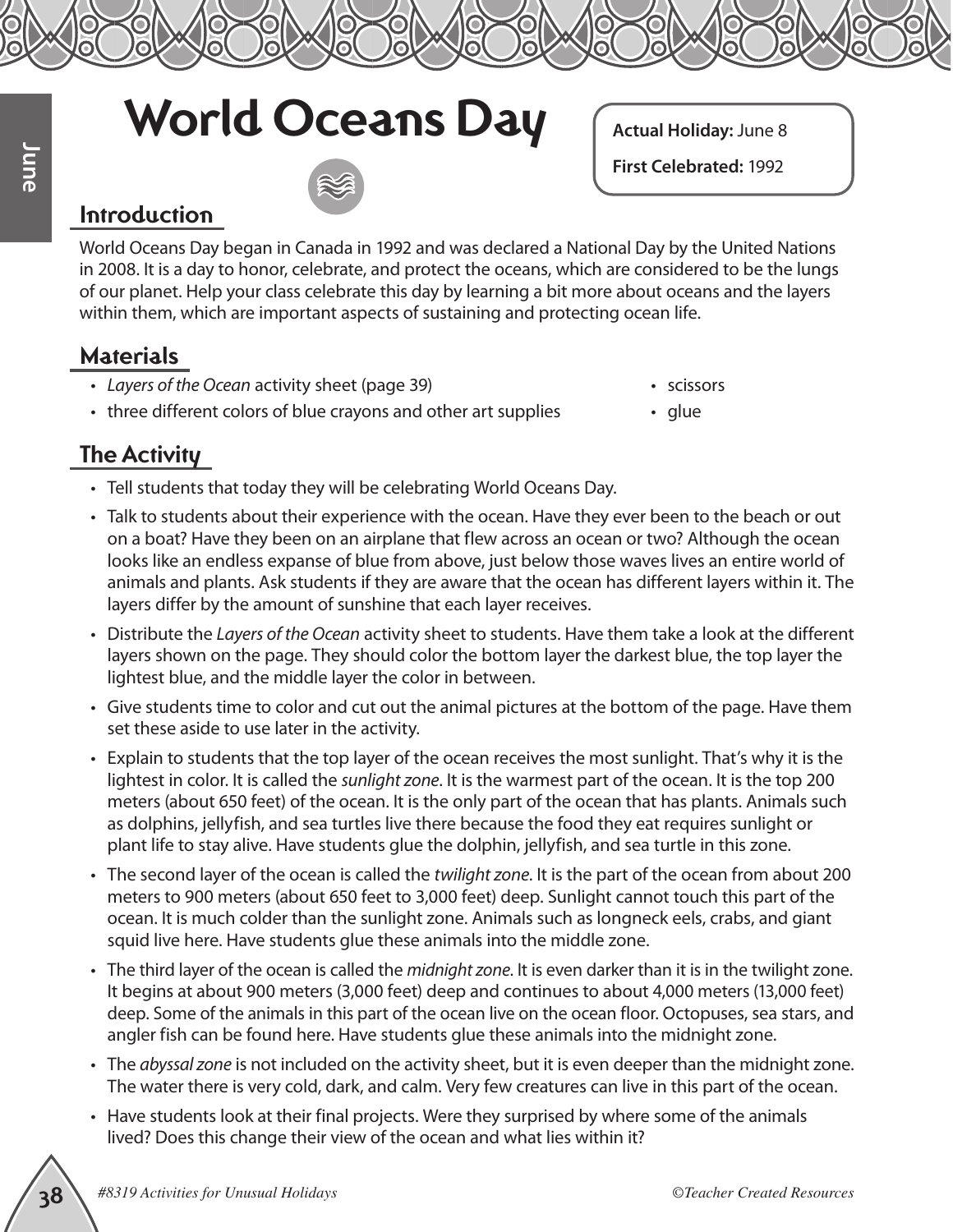# World Oceans Day

**Actual Holiday:** June 8

**First Celebrated:** 1992

## Introduction

World Oceans Day began in Canada in 1992 and was declared a National Day by the United Nations in 2008. It is a day to honor, celebrate, and protect the oceans, which are considered to be the lungs of our planet. Help your class celebrate this day by learning a bit more about oceans and the layers within them, which are important aspects of sustaining and protecting ocean life.

## Materials

- *Layers of the Ocean* activity sheet (page 39)
- three different colors of blue crayons and other art supplies
- scissors
- glue

## The Activity

- Tell students that today they will be celebrating World Oceans Day.
- Talk to students about their experience with the ocean. Have they ever been to the beach or out on a boat? Have they been on an airplane that flew across an ocean or two? Although the ocean looks like an endless expanse of blue from above, just below those waves lives an entire world of animals and plants. Ask students if they are aware that the ocean has different layers within it. The layers differ by the amount of sunshine that each layer receives.
- Distribute the *Layers of the Ocean* activity sheet to students. Have them take a look at the different layers shown on the page. They should color the bottom layer the darkest blue, the top layer the lightest blue, and the middle layer the color in between.
- Give students time to color and cut out the animal pictures at the bottom of the page. Have them set these aside to use later in the activity.
- Explain to students that the top layer of the ocean receives the most sunlight. That's why it is the lightest in color. It is called the *sunlight zone*. It is the warmest part of the ocean. It is the top 200 meters (about 650 feet) of the ocean. It is the only part of the ocean that has plants. Animals such as dolphins, jellyfish, and sea turtles live there because the food they eat requires sunlight or plant life to stay alive. Have students glue the dolphin, jellyfish, and sea turtle in this zone.
- The second layer of the ocean is called the *twilight zone*. It is the part of the ocean from about 200 meters to 900 meters (about 650 feet to 3,000 feet) deep. Sunlight cannot touch this part of the ocean. It is much colder than the sunlight zone. Animals such as longneck eels, crabs, and giant squid live here. Have students glue these animals into the middle zone.
- The third layer of the ocean is called the *midnight zone*. It is even darker than it is in the twilight zone. It begins at about 900 meters (3,000 feet) deep and continues to about 4,000 meters (13,000 feet) deep. Some of the animals in this part of the ocean live on the ocean floor. Octopuses, sea stars, and angler fish can be found here. Have students glue these animals into the midnight zone.
- The *abyssal zone* is not included on the activity sheet, but it is even deeper than the midnight zone. The water there is very cold, dark, and calm. Very few creatures can live in this part of the ocean.
- Have students look at their final projects. Were they surprised by where some of the animals lived? Does this change their view of the ocean and what lies within it?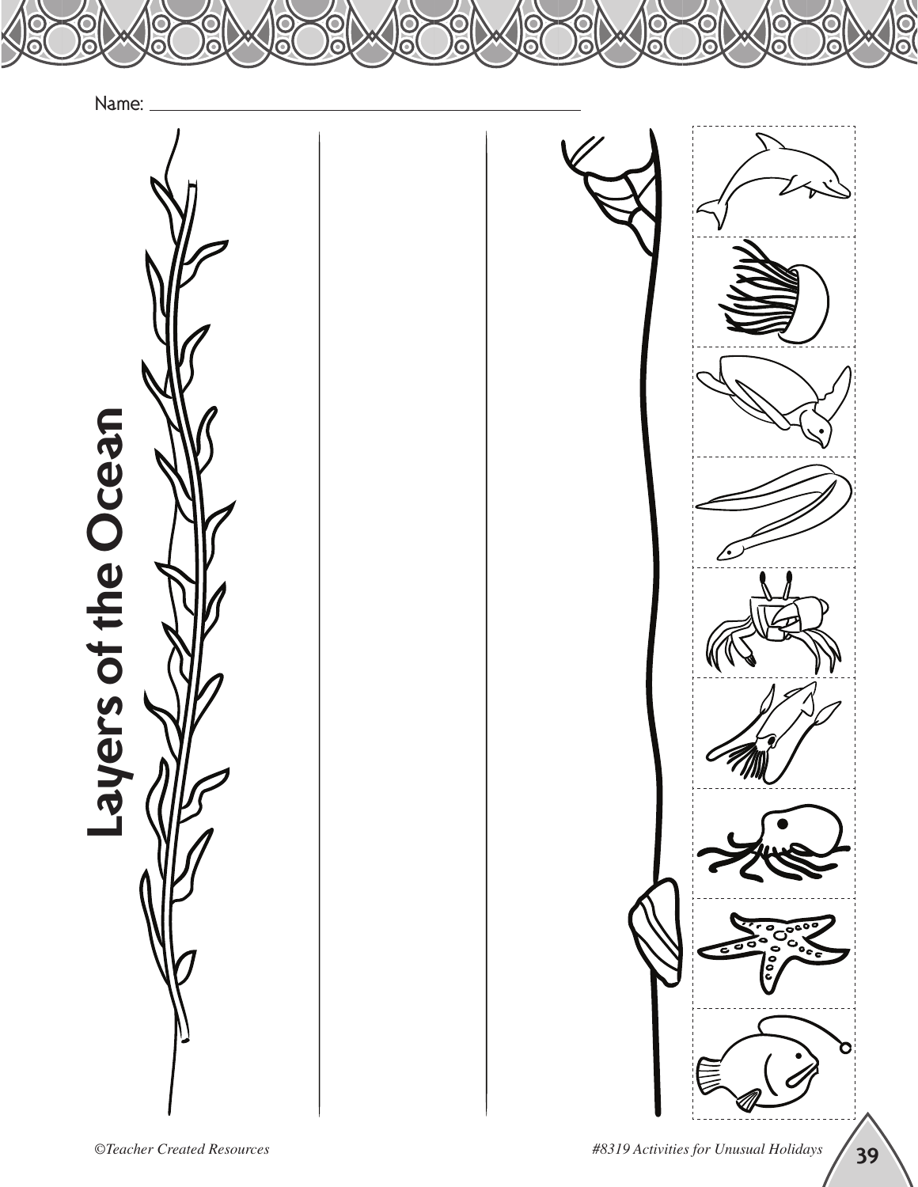Name: ______________________________

# Layers of the Ocean